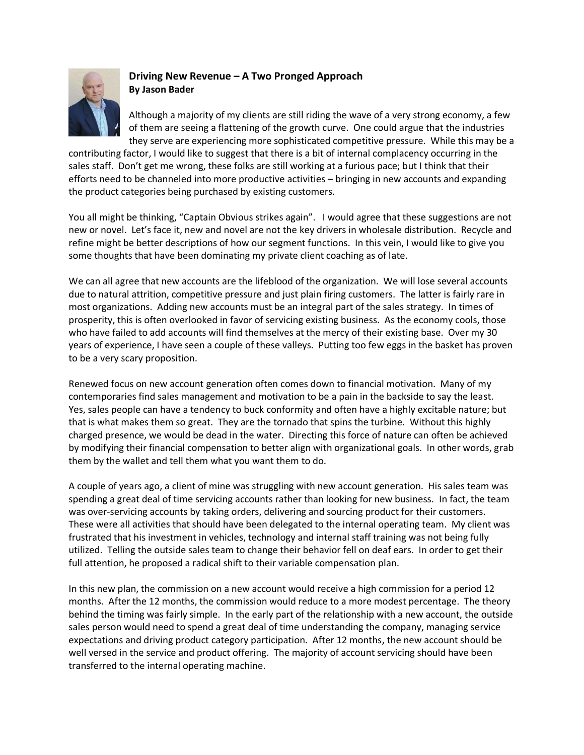**Driving New Revenue – A Two Pronged Approach**
**By Jason Bader**

Although a majority of my clients are still riding the wave of a very strong economy, a few of them are seeing a flattening of the growth curve. One could argue that the industries they serve are experiencing more sophisticated competitive pressure. While this may be a contributing factor, I would like to suggest that there is a bit of internal complacency occurring in the sales staff. Don't get me wrong, these folks are still working at a furious pace; but I think that their efforts need to be channeled into more productive activities – bringing in new accounts and expanding the product categories being purchased by existing customers.

You all might be thinking, "Captain Obvious strikes again". I would agree that these suggestions are not new or novel. Let's face it, new and novel are not the key drivers in wholesale distribution. Recycle and refine might be better descriptions of how our segment functions. In this vein, I would like to give you some thoughts that have been dominating my private client coaching as of late.

We can all agree that new accounts are the lifeblood of the organization. We will lose several accounts due to natural attrition, competitive pressure and just plain firing customers. The latter is fairly rare in most organizations. Adding new accounts must be an integral part of the sales strategy. In times of prosperity, this is often overlooked in favor of servicing existing business. As the economy cools, those who have failed to add accounts will find themselves at the mercy of their existing base. Over my 30 years of experience, I have seen a couple of these valleys. Putting too few eggs in the basket has proven to be a very scary proposition.

Renewed focus on new account generation often comes down to financial motivation. Many of my contemporaries find sales management and motivation to be a pain in the backside to say the least. Yes, sales people can have a tendency to buck conformity and often have a highly excitable nature; but that is what makes them so great. They are the tornado that spins the turbine. Without this highly charged presence, we would be dead in the water. Directing this force of nature can often be achieved by modifying their financial compensation to better align with organizational goals. In other words, grab them by the wallet and tell them what you want them to do.

A couple of years ago, a client of mine was struggling with new account generation. His sales team was spending a great deal of time servicing accounts rather than looking for new business. In fact, the team was over-servicing accounts by taking orders, delivering and sourcing product for their customers. These were all activities that should have been delegated to the internal operating team. My client was frustrated that his investment in vehicles, technology and internal staff training was not being fully utilized. Telling the outside sales team to change their behavior fell on deaf ears. In order to get their full attention, he proposed a radical shift to their variable compensation plan.

In this new plan, the commission on a new account would receive a high commission for a period 12 months. After the 12 months, the commission would reduce to a more modest percentage. The theory behind the timing was fairly simple. In the early part of the relationship with a new account, the outside sales person would need to spend a great deal of time understanding the company, managing service expectations and driving product category participation. After 12 months, the new account should be well versed in the service and product offering. The majority of account servicing should have been transferred to the internal operating machine.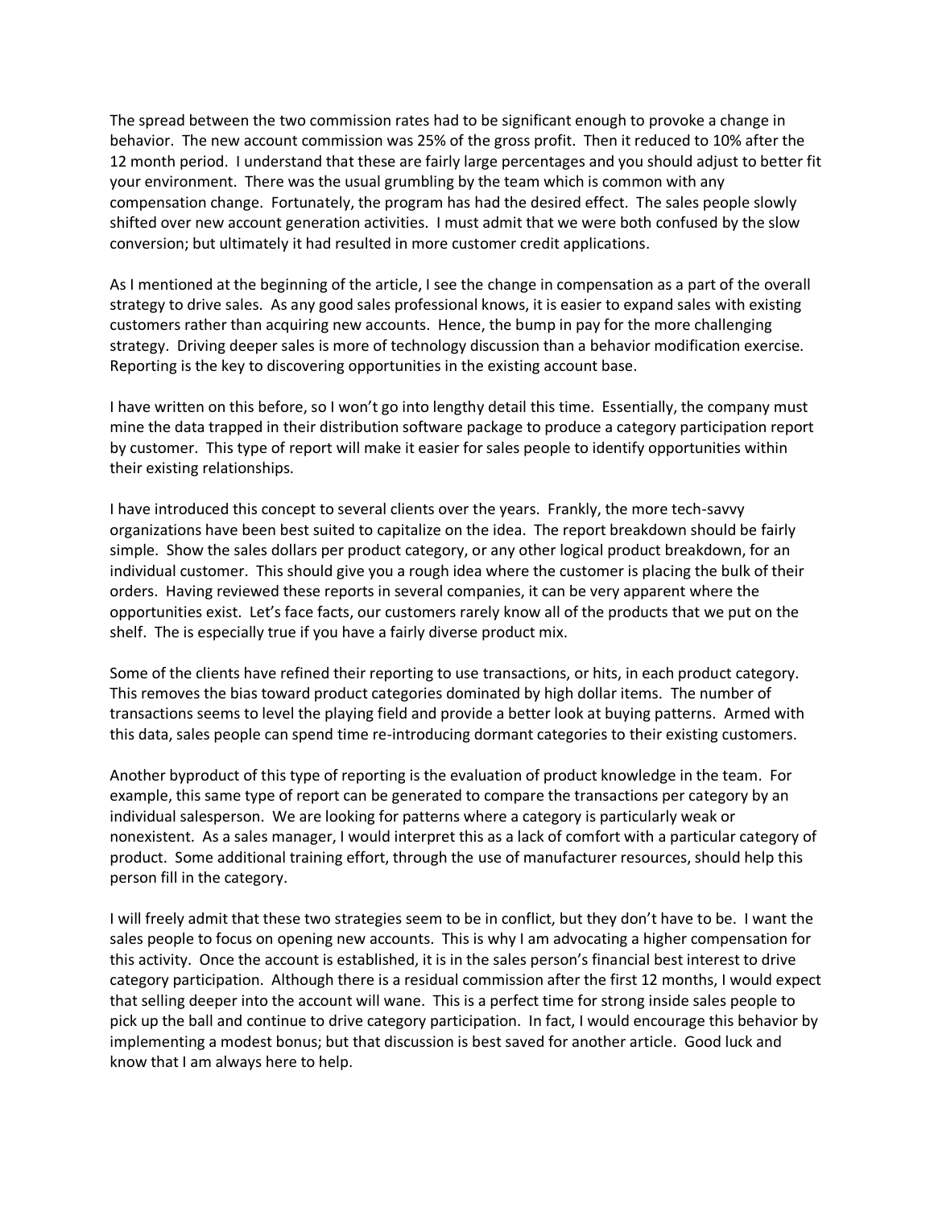The spread between the two commission rates had to be significant enough to provoke a change in behavior. The new account commission was 25% of the gross profit. Then it reduced to 10% after the 12 month period. I understand that these are fairly large percentages and you should adjust to better fit your environment. There was the usual grumbling by the team which is common with any compensation change. Fortunately, the program has had the desired effect. The sales people slowly shifted over new account generation activities. I must admit that we were both confused by the slow conversion; but ultimately it had resulted in more customer credit applications.

As I mentioned at the beginning of the article, I see the change in compensation as a part of the overall strategy to drive sales. As any good sales professional knows, it is easier to expand sales with existing customers rather than acquiring new accounts. Hence, the bump in pay for the more challenging strategy. Driving deeper sales is more of technology discussion than a behavior modification exercise. Reporting is the key to discovering opportunities in the existing account base.

I have written on this before, so I won't go into lengthy detail this time. Essentially, the company must mine the data trapped in their distribution software package to produce a category participation report by customer. This type of report will make it easier for sales people to identify opportunities within their existing relationships.

I have introduced this concept to several clients over the years. Frankly, the more tech-savvy organizations have been best suited to capitalize on the idea. The report breakdown should be fairly simple. Show the sales dollars per product category, or any other logical product breakdown, for an individual customer. This should give you a rough idea where the customer is placing the bulk of their orders. Having reviewed these reports in several companies, it can be very apparent where the opportunities exist. Let's face facts, our customers rarely know all of the products that we put on the shelf. The is especially true if you have a fairly diverse product mix.

Some of the clients have refined their reporting to use transactions, or hits, in each product category. This removes the bias toward product categories dominated by high dollar items. The number of transactions seems to level the playing field and provide a better look at buying patterns. Armed with this data, sales people can spend time re-introducing dormant categories to their existing customers.

Another byproduct of this type of reporting is the evaluation of product knowledge in the team. For example, this same type of report can be generated to compare the transactions per category by an individual salesperson. We are looking for patterns where a category is particularly weak or nonexistent. As a sales manager, I would interpret this as a lack of comfort with a particular category of product. Some additional training effort, through the use of manufacturer resources, should help this person fill in the category.

I will freely admit that these two strategies seem to be in conflict, but they don't have to be. I want the sales people to focus on opening new accounts. This is why I am advocating a higher compensation for this activity. Once the account is established, it is in the sales person's financial best interest to drive category participation. Although there is a residual commission after the first 12 months, I would expect that selling deeper into the account will wane. This is a perfect time for strong inside sales people to pick up the ball and continue to drive category participation. In fact, I would encourage this behavior by implementing a modest bonus; but that discussion is best saved for another article. Good luck and know that I am always here to help.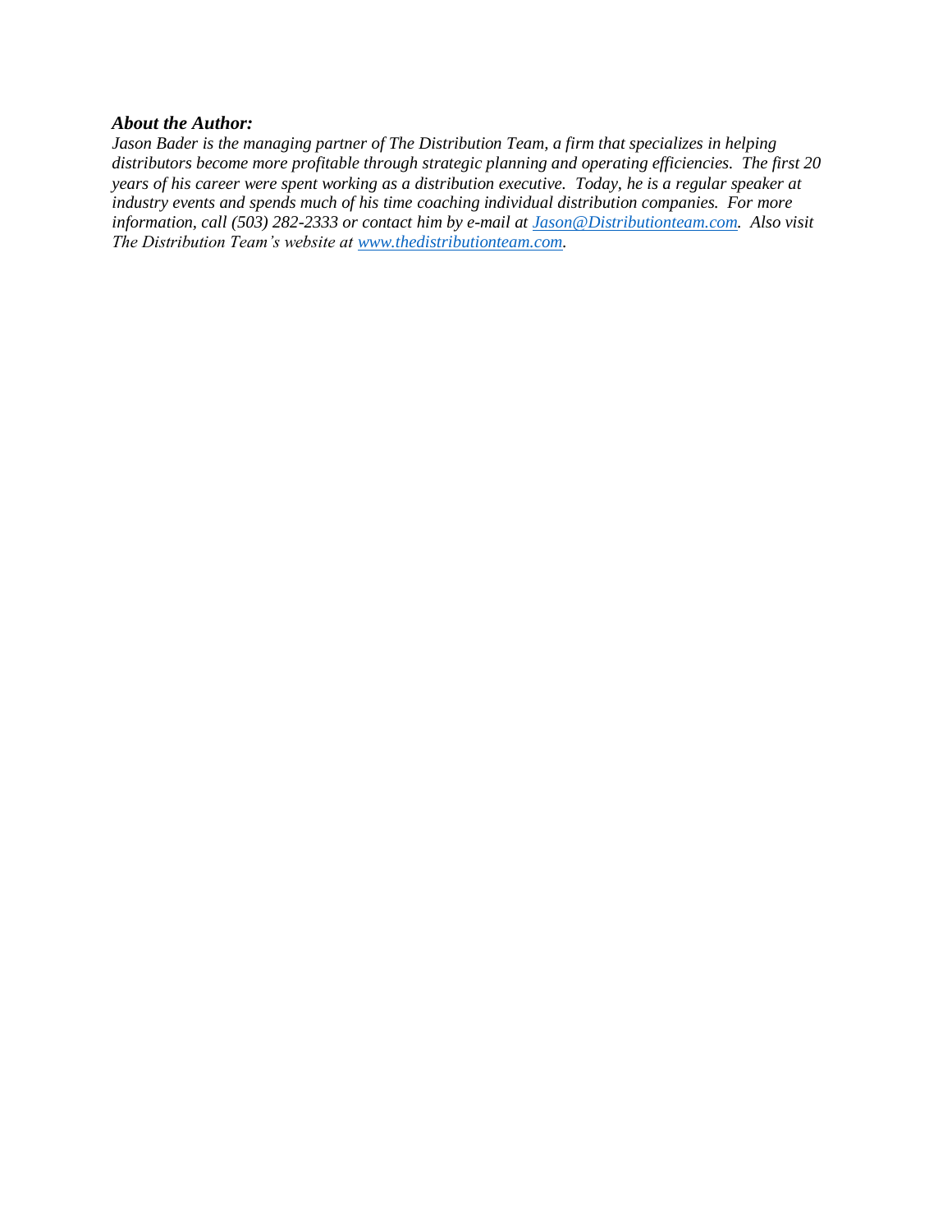***About the Author:***

*Jason Bader is the managing partner of The Distribution Team, a firm that specializes in helping distributors become more profitable through strategic planning and operating efficiencies. The first 20 years of his career were spent working as a distribution executive. Today, he is a regular speaker at industry events and spends much of his time coaching individual distribution companies. For more information, call (503) 282-2333 or contact him by e-mail at [Jason@Distributionteam.com](mailto:Jason@Distributionteam.com). Also visit The Distribution Team's website at [www.thedistributionteam.com](http://www.thedistributionteam.com).*